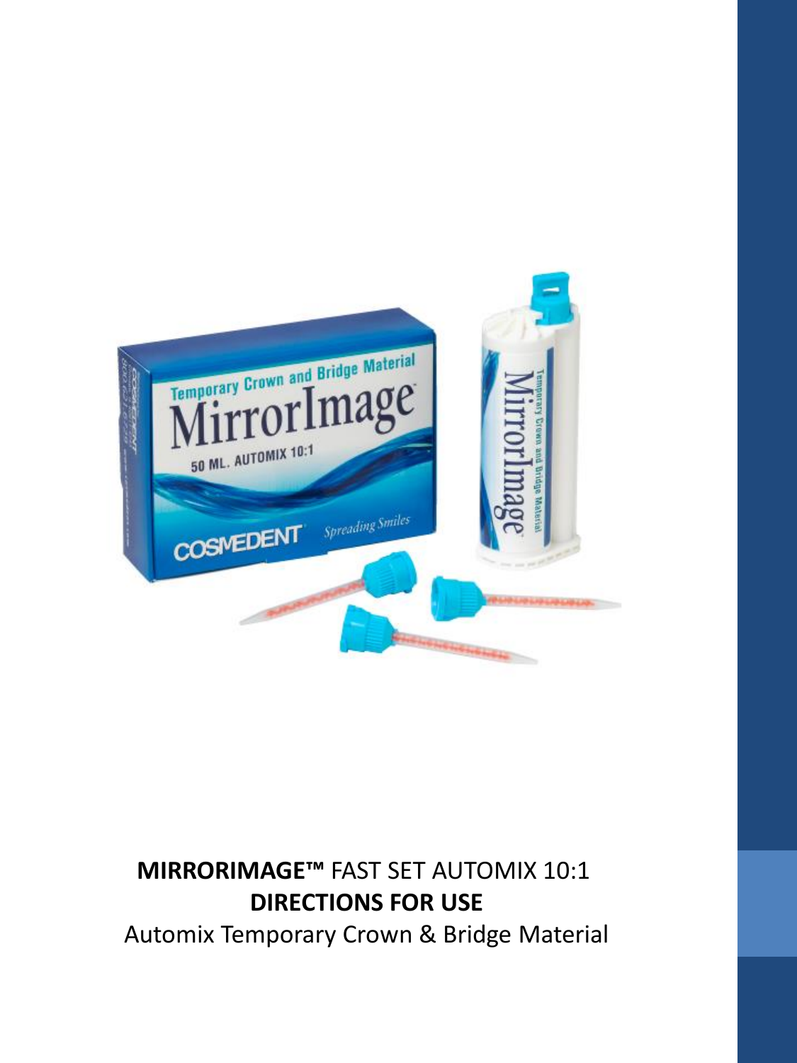**MIRRORIMAGE™** FAST SET AUTOMIX 10:1

**DIRECTIONS FOR USE**

Automix Temporary Crown & Bridge Material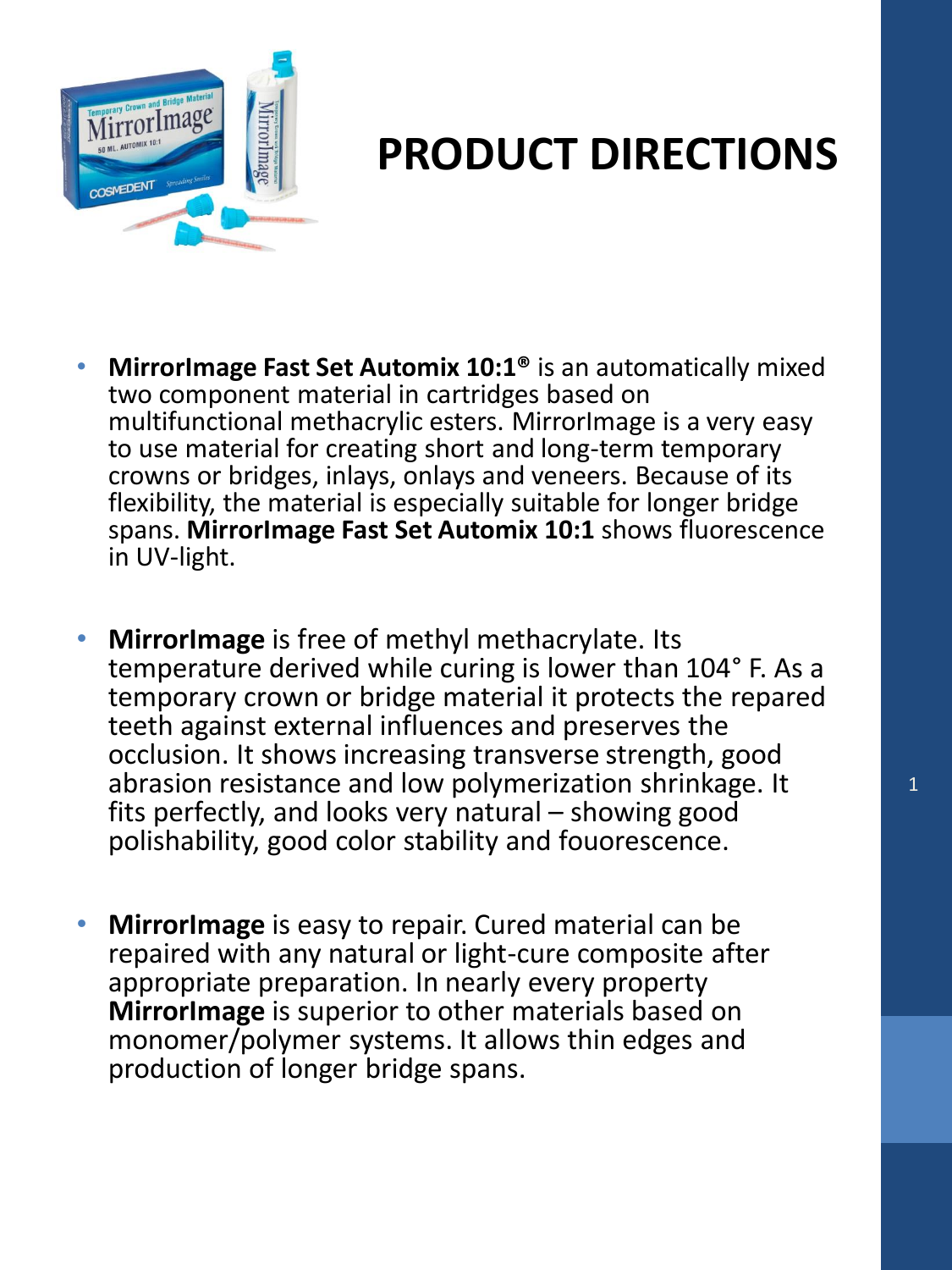# PRODUCT DIRECTIONS

- **MirrorImage Fast Set Automix 10:1®** is an automatically mixed two component material in cartridges based on multifunctional methacrylic esters. MirrorImage is a very easy to use material for creating short and long-term temporary crowns or bridges, inlays, onlays and veneers. Because of its flexibility, the material is especially suitable for longer bridge spans. **MirrorImage Fast Set Automix 10:1** shows fluorescence in UV-light.

- **MirrorImage** is free of methyl methacrylate. Its temperature derived while curing is lower than 104° F. As a temporary crown or bridge material it protects the repared teeth against external influences and preserves the occlusion. It shows increasing transverse strength, good abrasion resistance and low polymerization shrinkage. It fits perfectly, and looks very natural – showing good polishability, good color stability and fouorescence.

- **MirrorImage** is easy to repair. Cured material can be repaired with any natural or light-cure composite after appropriate preparation. In nearly every property **MirrorImage** is superior to other materials based on monomer/polymer systems. It allows thin edges and production of longer bridge spans.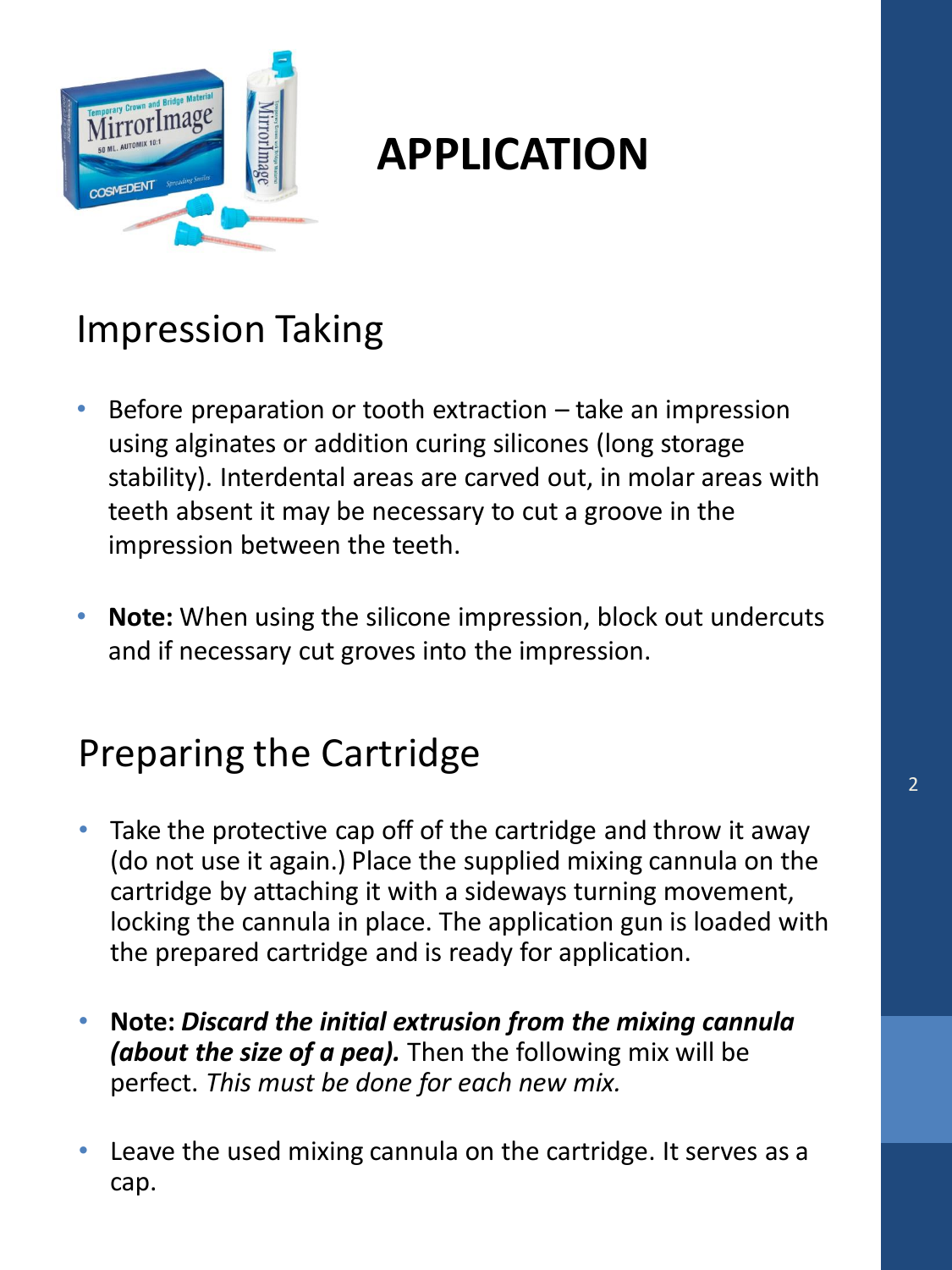# APPLICATION

## Impression Taking

- Before preparation or tooth extraction – take an impression using alginates or addition curing silicones (long storage stability). Interdental areas are carved out, in molar areas with teeth absent it may be necessary to cut a groove in the impression between the teeth.

- **Note:** When using the silicone impression, block out undercuts and if necessary cut groves into the impression.

## Preparing the Cartridge

- Take the protective cap off of the cartridge and throw it away (do not use it again.) Place the supplied mixing cannula on the cartridge by attaching it with a sideways turning movement, locking the cannula in place. The application gun is loaded with the prepared cartridge and is ready for application.

- **Note:** ***Discard the initial extrusion from the mixing cannula (about the size of a pea).*** Then the following mix will be perfect. *This must be done for each new mix.*

- Leave the used mixing cannula on the cartridge. It serves as a cap.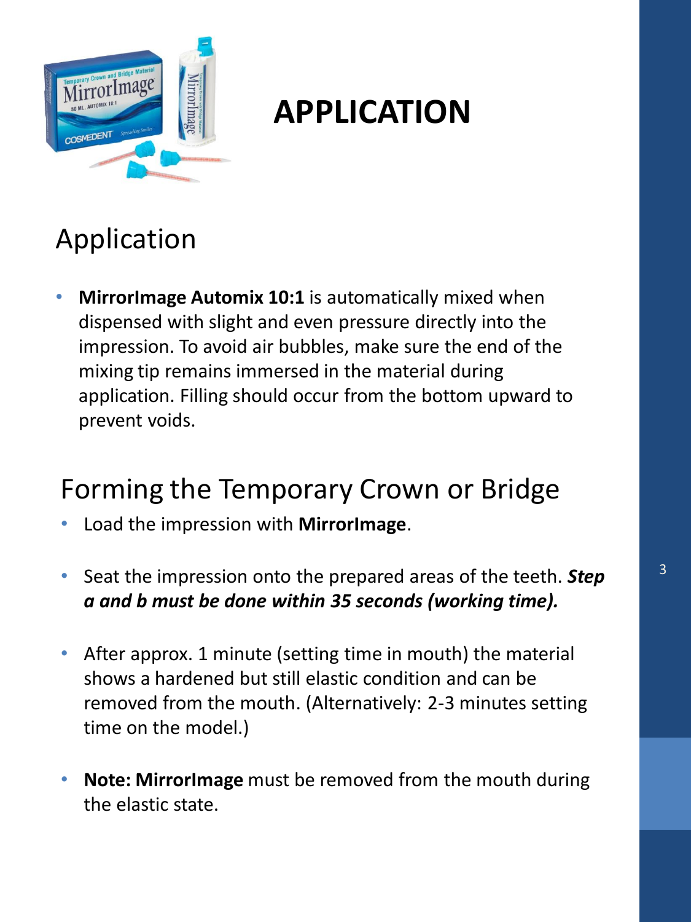# APPLICATION

## Application

- **MirrorImage Automix 10:1** is automatically mixed when dispensed with slight and even pressure directly into the impression. To avoid air bubbles, make sure the end of the mixing tip remains immersed in the material during application. Filling should occur from the bottom upward to prevent voids.

## Forming the Temporary Crown or Bridge

- Load the impression with **MirrorImage**.
- Seat the impression onto the prepared areas of the teeth. ***Step a and b must be done within 35 seconds (working time).***
- After approx. 1 minute (setting time in mouth) the material shows a hardened but still elastic condition and can be removed from the mouth. (Alternatively: 2-3 minutes setting time on the model.)
- **Note: MirrorImage** must be removed from the mouth during the elastic state.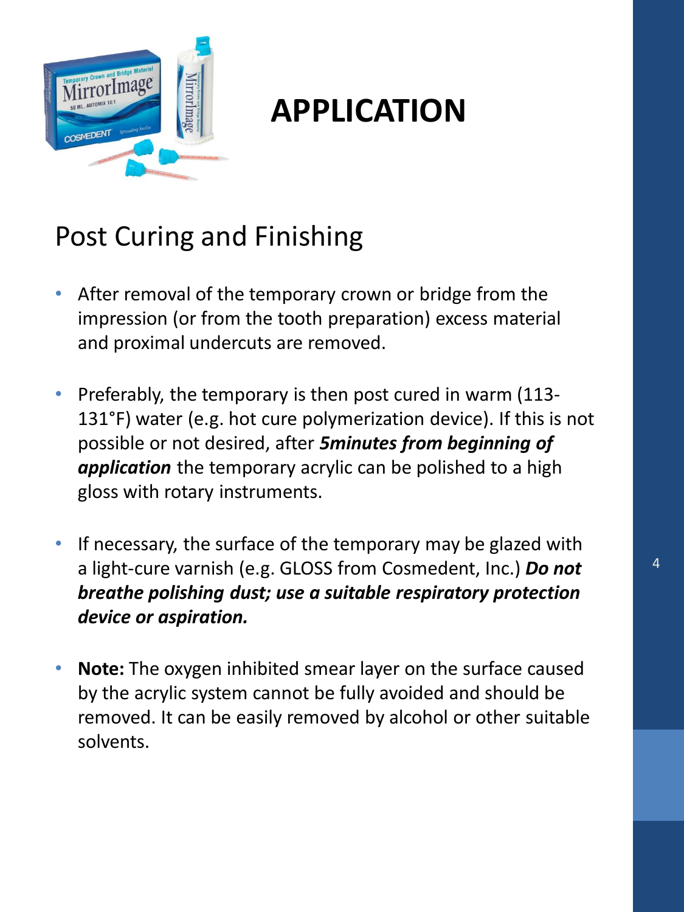# APPLICATION

## Post Curing and Finishing

- After removal of the temporary crown or bridge from the impression (or from the tooth preparation) excess material and proximal undercuts are removed.
- Preferably, the temporary is then post cured in warm (113-131°F) water (e.g. hot cure polymerization device). If this is not possible or not desired, after ***5minutes from beginning of application*** the temporary acrylic can be polished to a high gloss with rotary instruments.
- If necessary, the surface of the temporary may be glazed with a light-cure varnish (e.g. GLOSS from Cosmedent, Inc.) ***Do not breathe polishing dust; use a suitable respiratory protection device or aspiration.***
- **Note:** The oxygen inhibited smear layer on the surface caused by the acrylic system cannot be fully avoided and should be removed. It can be easily removed by alcohol or other suitable solvents.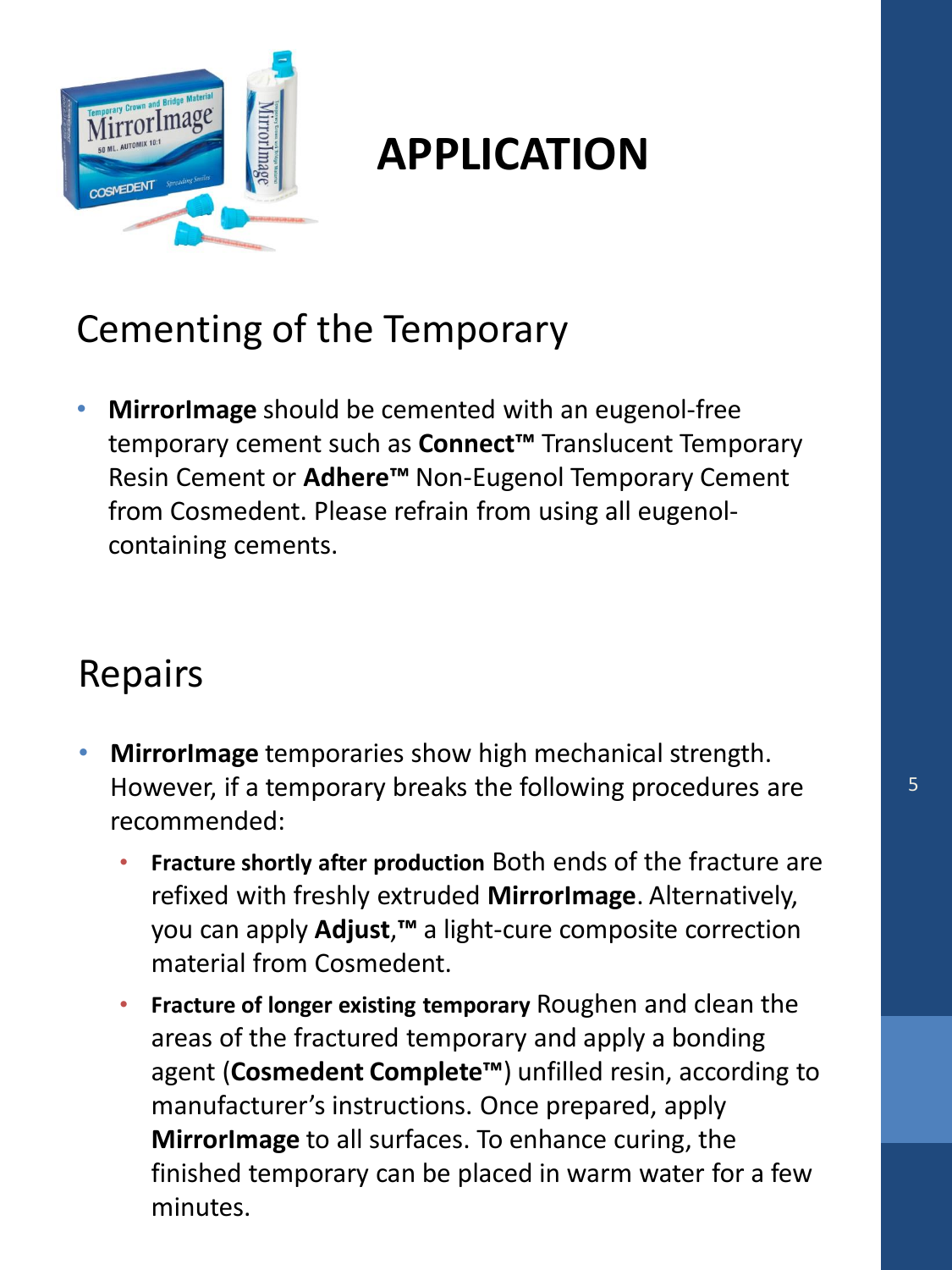# APPLICATION

## Cementing of the Temporary

- **MirrorImage** should be cemented with an eugenol-free temporary cement such as **Connect™** Translucent Temporary Resin Cement or **Adhere™** Non-Eugenol Temporary Cement from Cosmedent. Please refrain from using all eugenol-containing cements.

## Repairs

- **MirrorImage** temporaries show high mechanical strength. However, if a temporary breaks the following procedures are recommended:
  - **Fracture shortly after production** Both ends of the fracture are refixed with freshly extruded **MirrorImage**. Alternatively, you can apply **Adjust,™** a light-cure composite correction material from Cosmedent.
  - **Fracture of longer existing temporary** Roughen and clean the areas of the fractured temporary and apply a bonding agent (**Cosmedent Complete™**) unfilled resin, according to manufacturer's instructions. Once prepared, apply **MirrorImage** to all surfaces. To enhance curing, the finished temporary can be placed in warm water for a few minutes.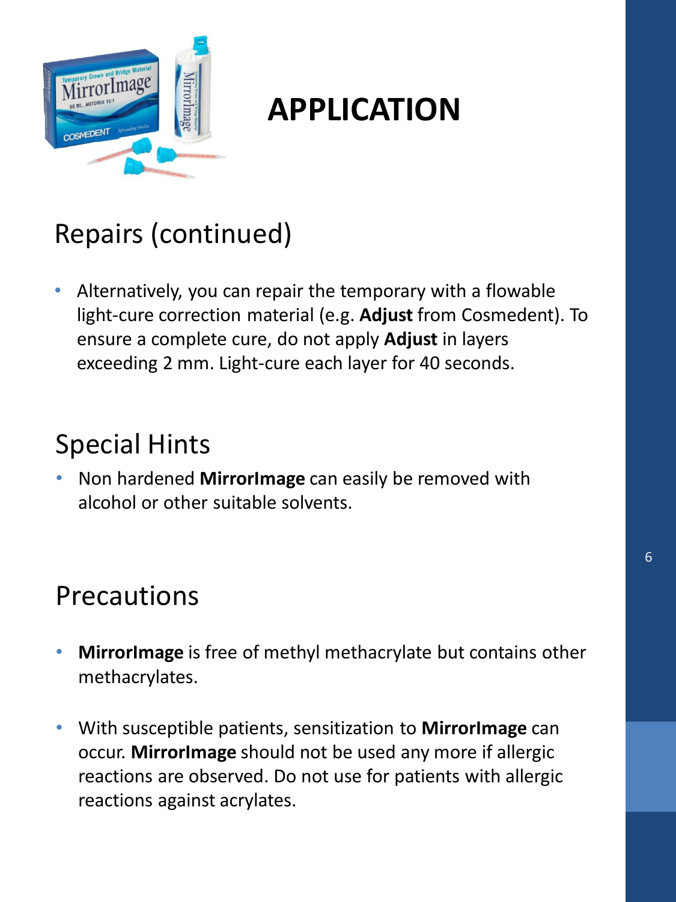# APPLICATION

## Repairs (continued)

- Alternatively, you can repair the temporary with a flowable light-cure correction material (e.g. **Adjust** from Cosmedent). To ensure a complete cure, do not apply **Adjust** in layers exceeding 2 mm. Light-cure each layer for 40 seconds.

## Special Hints

- Non hardened **MirrorImage** can easily be removed with alcohol or other suitable solvents.

## Precautions

- **MirrorImage** is free of methyl methacrylate but contains other methacrylates.
- With susceptible patients, sensitization to **MirrorImage** can occur. **MirrorImage** should not be used any more if allergic reactions are observed. Do not use for patients with allergic reactions against acrylates.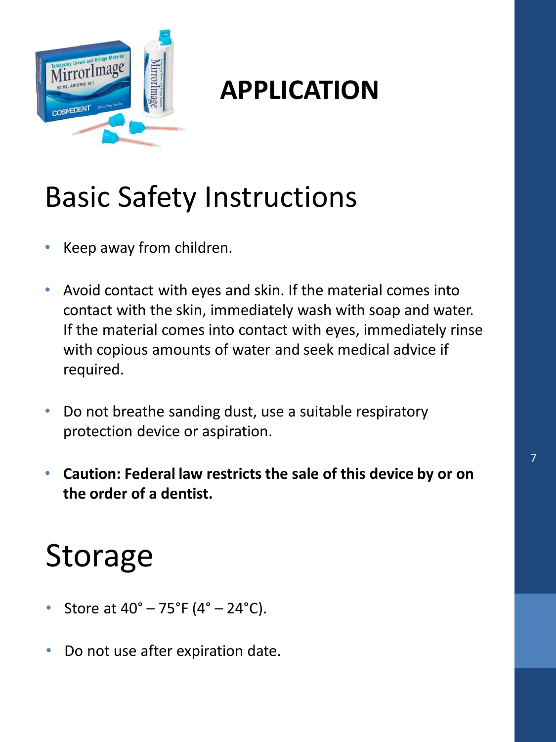# APPLICATION

## Basic Safety Instructions

- Keep away from children.
- Avoid contact with eyes and skin. If the material comes into contact with the skin, immediately wash with soap and water. If the material comes into contact with eyes, immediately rinse with copious amounts of water and seek medical advice if required.
- Do not breathe sanding dust, use a suitable respiratory protection device or aspiration.
- **Caution: Federal law restricts the sale of this device by or on the order of a dentist.**

## Storage

- Store at 40° – 75°F (4° – 24°C).
- Do not use after expiration date.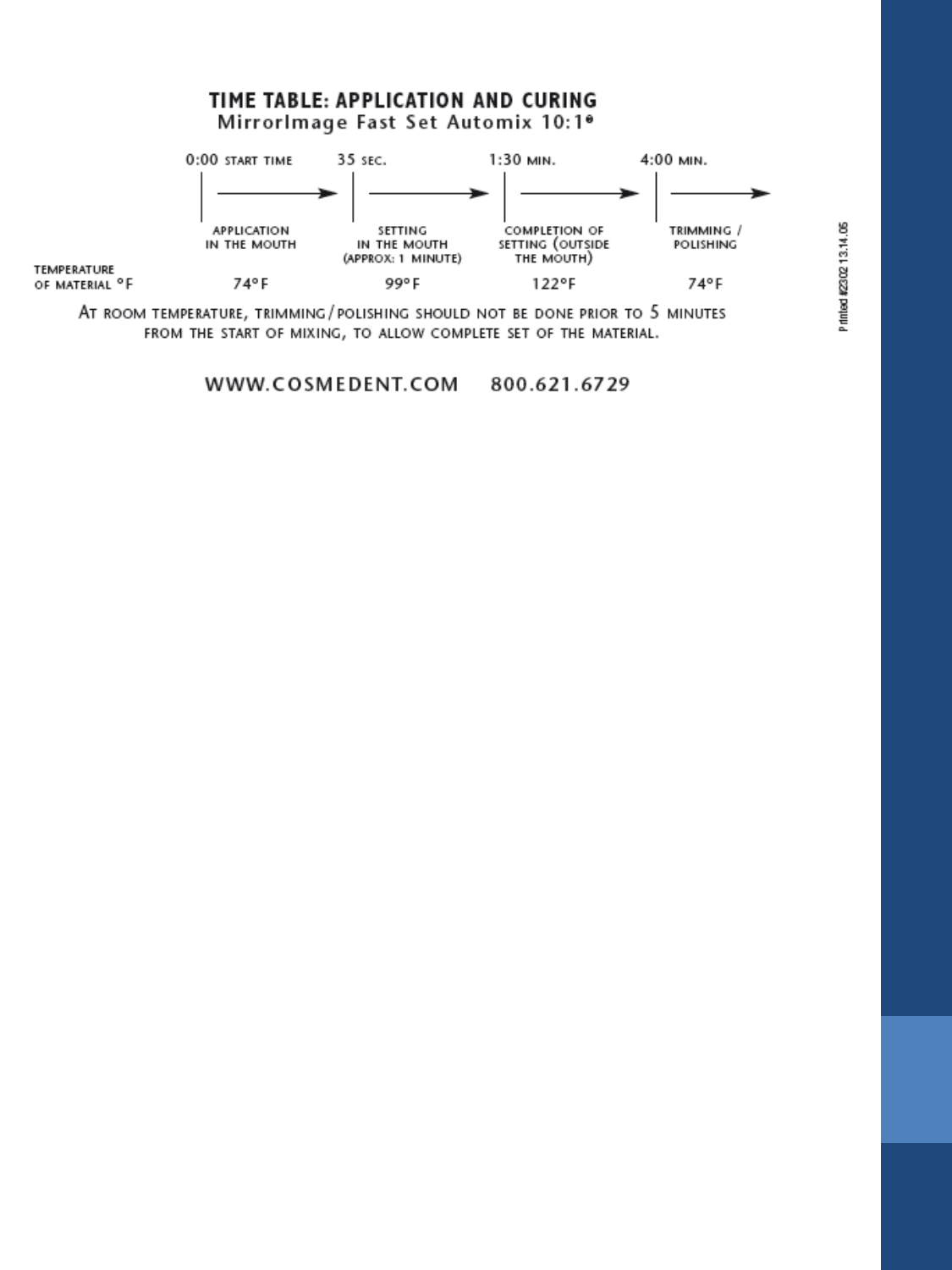## TIME TABLE: APPLICATION AND CURING

MirrorImage Fast Set Automix 10:1®

| | 0:00 START TIME | 35 SEC. | 1:30 MIN. | 4:00 MIN. |
|---|---|---|---|---|
| | APPLICATION IN THE MOUTH | SETTING IN THE MOUTH (APPROX: 1 MINUTE) | COMPLETION OF SETTING (OUTSIDE THE MOUTH) | TRIMMING / POLISHING |
| TEMPERATURE OF MATERIAL °F | 74°F | 99°F | 122°F | 74°F |

AT ROOM TEMPERATURE, TRIMMING/POLISHING SHOULD NOT BE DONE PRIOR TO 5 MINUTES FROM THE START OF MIXING, TO ALLOW COMPLETE SET OF THE MATERIAL.

WWW.COSMEDENT.COM 800.621.6729